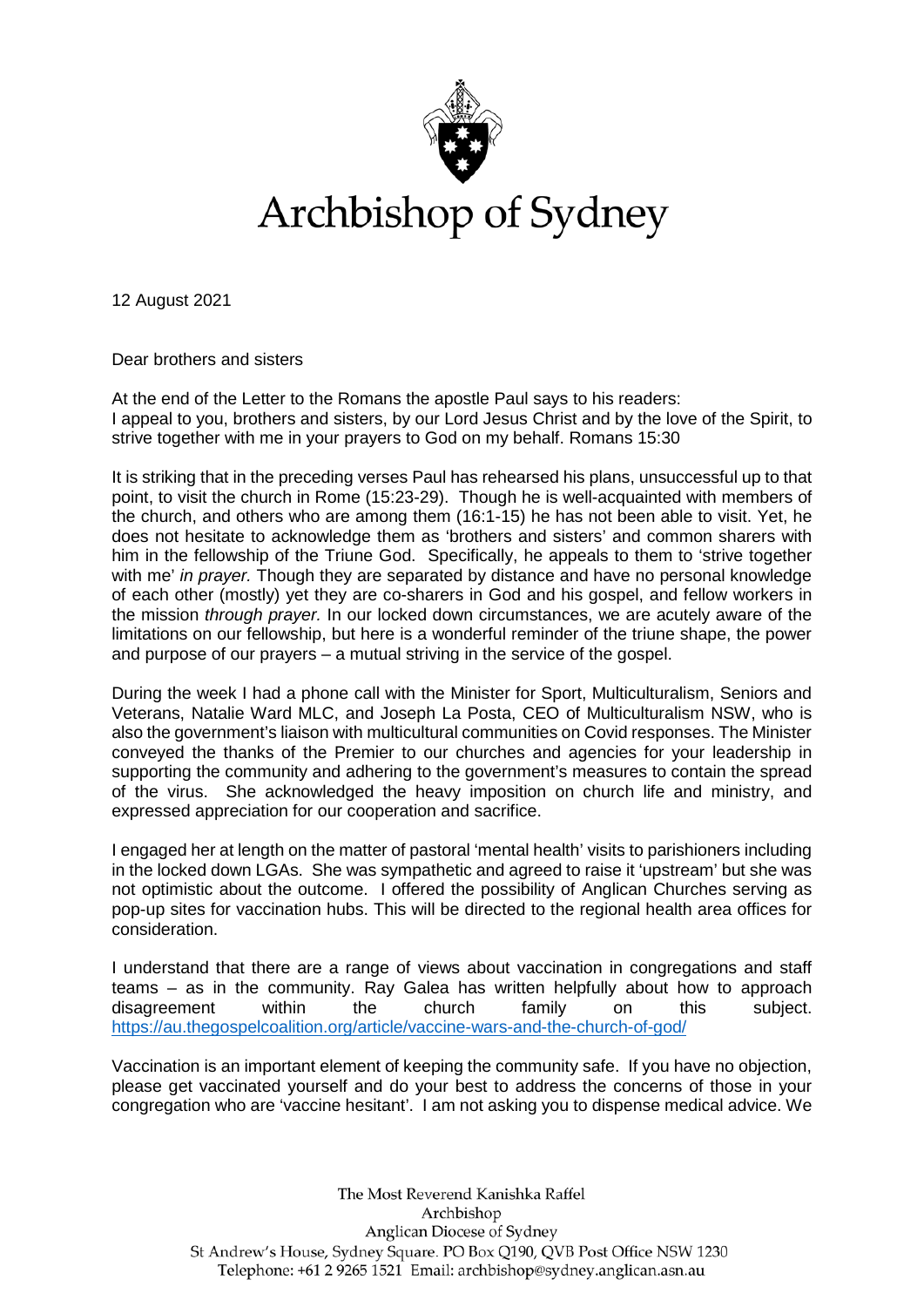# Archbishop of Sydney

12 August 2021

Dear brothers and sisters

At the end of the Letter to the Romans the apostle Paul says to his readers:
I appeal to you, brothers and sisters, by our Lord Jesus Christ and by the love of the Spirit, to strive together with me in your prayers to God on my behalf. Romans 15:30

It is striking that in the preceding verses Paul has rehearsed his plans, unsuccessful up to that point, to visit the church in Rome (15:23-29). Though he is well-acquainted with members of the church, and others who are among them (16:1-15) he has not been able to visit. Yet, he does not hesitate to acknowledge them as 'brothers and sisters' and common sharers with him in the fellowship of the Triune God. Specifically, he appeals to them to 'strive together with me' *in prayer.* Though they are separated by distance and have no personal knowledge of each other (mostly) yet they are co-sharers in God and his gospel, and fellow workers in the mission *through prayer.* In our locked down circumstances, we are acutely aware of the limitations on our fellowship, but here is a wonderful reminder of the triune shape, the power and purpose of our prayers – a mutual striving in the service of the gospel.

During the week I had a phone call with the Minister for Sport, Multiculturalism, Seniors and Veterans, Natalie Ward MLC, and Joseph La Posta, CEO of Multiculturalism NSW, who is also the government's liaison with multicultural communities on Covid responses. The Minister conveyed the thanks of the Premier to our churches and agencies for your leadership in supporting the community and adhering to the government's measures to contain the spread of the virus. She acknowledged the heavy imposition on church life and ministry, and expressed appreciation for our cooperation and sacrifice.

I engaged her at length on the matter of pastoral 'mental health' visits to parishioners including in the locked down LGAs. She was sympathetic and agreed to raise it 'upstream' but she was not optimistic about the outcome. I offered the possibility of Anglican Churches serving as pop-up sites for vaccination hubs. This will be directed to the regional health area offices for consideration.

I understand that there are a range of views about vaccination in congregations and staff teams – as in the community. Ray Galea has written helpfully about how to approach disagreement within the church family on this subject. https://au.thegospelcoalition.org/article/vaccine-wars-and-the-church-of-god/

Vaccination is an important element of keeping the community safe. If you have no objection, please get vaccinated yourself and do your best to address the concerns of those in your congregation who are 'vaccine hesitant'. I am not asking you to dispense medical advice. We

The Most Reverend Kanishka Raffel
Archbishop
Anglican Diocese of Sydney
St Andrew's House, Sydney Square. PO Box Q190, QVB Post Office NSW 1230
Telephone: +61 2 9265 1521 Email: archbishop@sydney.anglican.asn.au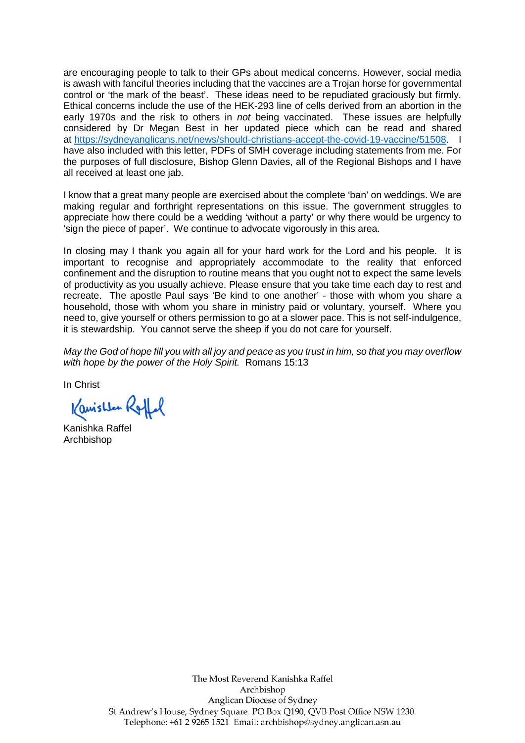are encouraging people to talk to their GPs about medical concerns. However, social media is awash with fanciful theories including that the vaccines are a Trojan horse for governmental control or 'the mark of the beast'. These ideas need to be repudiated graciously but firmly. Ethical concerns include the use of the HEK-293 line of cells derived from an abortion in the early 1970s and the risk to others in *not* being vaccinated. These issues are helpfully considered by Dr Megan Best in her updated piece which can be read and shared at [https://sydneyanglicans.net/news/should-christians-accept-the-covid-19-vaccine/51508](https://sydneyanglicans.net/news/should-christians-accept-the-covid-19-vaccine/51508). I have also included with this letter, PDFs of SMH coverage including statements from me. For the purposes of full disclosure, Bishop Glenn Davies, all of the Regional Bishops and I have all received at least one jab.

I know that a great many people are exercised about the complete 'ban' on weddings. We are making regular and forthright representations on this issue. The government struggles to appreciate how there could be a wedding 'without a party' or why there would be urgency to 'sign the piece of paper'. We continue to advocate vigorously in this area.

In closing may I thank you again all for your hard work for the Lord and his people. It is important to recognise and appropriately accommodate to the reality that enforced confinement and the disruption to routine means that you ought not to expect the same levels of productivity as you usually achieve. Please ensure that you take time each day to rest and recreate. The apostle Paul says 'Be kind to one another' - those with whom you share a household, those with whom you share in ministry paid or voluntary, yourself. Where you need to, give yourself or others permission to go at a slower pace. This is not self-indulgence, it is stewardship. You cannot serve the sheep if you do not care for yourself.

*May the God of hope fill you with all joy and peace as you trust in him, so that you may overflow with hope by the power of the Holy Spirit.* Romans 15:13

In Christ

Kanishka Raffel
Archbishop

The Most Reverend Kanishka Raffel
Archbishop
Anglican Diocese of Sydney
St Andrew's House, Sydney Square. PO Box Q190, QVB Post Office NSW 1230
Telephone: +61 2 9265 1521 Email: archbishop@sydney.anglican.asn.au